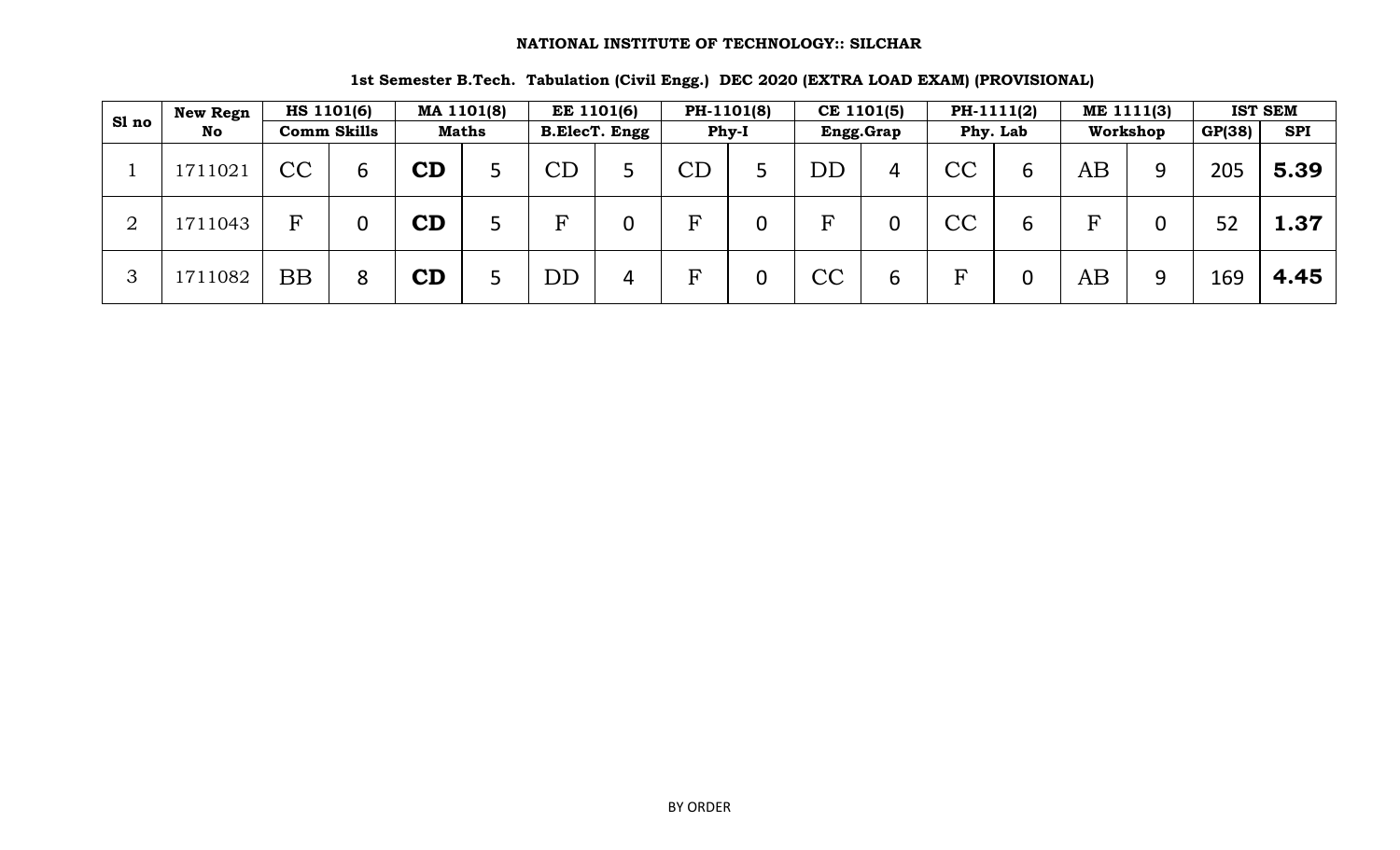**NATIONAL INSTITUTE OF TECHNOLOGY:: SILCHAR**

**1st Semester B.Tech. Tabulation (Civil Engg.) DEC 2020 (EXTRA LOAD EXAM) (PROVISIONAL)**

| Sl no | New Regn No | HS 1101(6) | | MA 1101(8) | | EE 1101(6) | | PH-1101(8) | | CE 1101(5) | | PH-1111(2) | | ME 1111(3) | | IST SEM | |
|---|---|---|---|---|---|---|---|---|---|---|---|---|---|---|---|---|---|
| | | Comm Skills | | Maths | | B.ElecT. Engg | | Phy-I | | Engg.Grap | | Phy. Lab | | Workshop | | GP(38) | SPI |
| 1 | 1711021 | CC | 6 | **CD** | 5 | CD | 5 | CD | 5 | DD | 4 | CC | 6 | AB | 9 | 205 | **5.39** |
| 2 | 1711043 | F | 0 | **CD** | 5 | F | 0 | F | 0 | F | 0 | CC | 6 | F | 0 | 52 | **1.37** |
| 3 | 1711082 | BB | 8 | **CD** | 5 | DD | 4 | F | 0 | CC | 6 | F | 0 | AB | 9 | 169 | **4.45** |

BY ORDER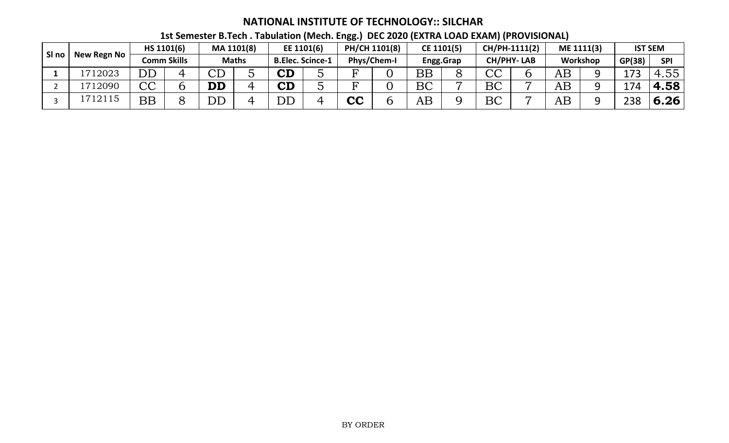# NATIONAL INSTITUTE OF TECHNOLOGY:: SILCHAR

## 1st Semester B.Tech . Tabulation (Mech. Engg.) DEC 2020 (EXTRA LOAD EXAM) (PROVISIONAL)

| Sl no | New Regn No | HS 1101(6) | | MA 1101(8) | | EE 1101(6) | | PH/CH 1101(8) | | CE 1101(5) | | CH/PH-1111(2) | | ME 1111(3) | | IST SEM | |
|---|---|---|---|---|---|---|---|---|---|---|---|---|---|---|---|---|---|
| | | Comm Skills | | Maths | | B.Elec. Scince-1 | | Phys/Chem-I | | Engg.Grap | | CH/PHY- LAB | | Workshop | | GP(38) | SPI |
| **1** | 1712023 | DD | 4 | CD | 5 | **CD** | 5 | F | 0 | BB | 8 | CC | 6 | AB | 9 | 173 | 4.55 |
| 2 | 1712090 | CC | 6 | **DD** | 4 | **CD** | 5 | F | 0 | BC | 7 | BC | 7 | AB | 9 | 174 | **4.58** |
| 3 | 1712115 | BB | 8 | DD | 4 | DD | 4 | **CC** | 6 | AB | 9 | BC | 7 | AB | 9 | 238 | **6.26** |

BY ORDER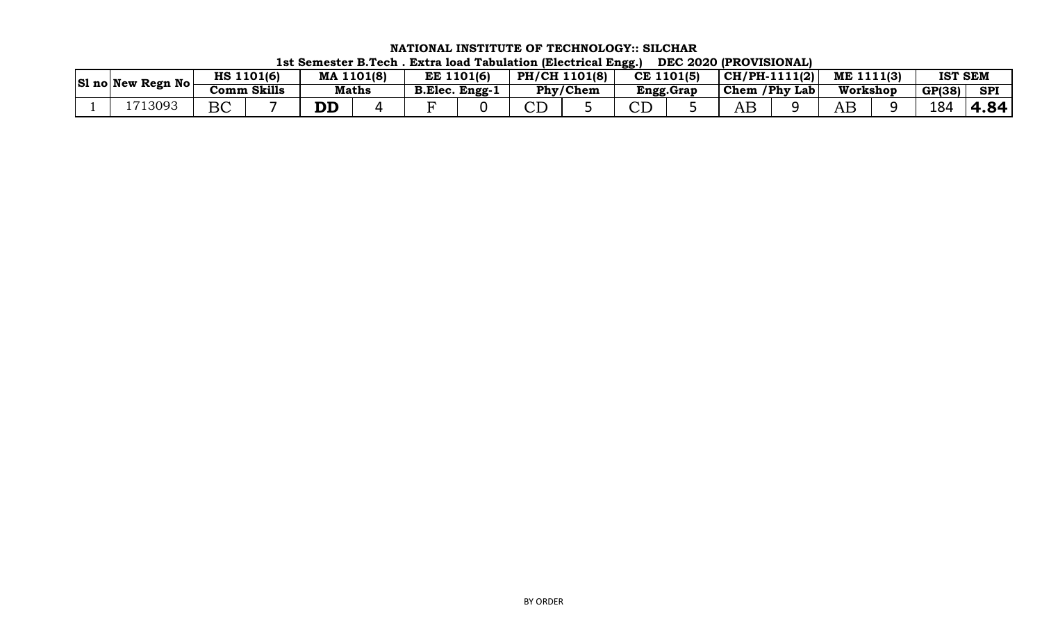**NATIONAL INSTITUTE OF TECHNOLOGY:: SILCHAR**

**1st Semester B.Tech . Extra load Tabulation (Electrical Engg.) DEC 2020 (PROVISIONAL)**

| Sl no | New Regn No | HS 1101(6) | | MA 1101(8) | | EE 1101(6) | | PH/CH 1101(8) | | CE 1101(5) | | CH/PH-1111(2) | | ME 1111(3) | | IST SEM | |
|---|---|---|---|---|---|---|---|---|---|---|---|---|---|---|---|---|---|
| | | Comm Skills | | Maths | | B.Elec. Engg-1 | | Phy/Chem | | Engg.Grap | | Chem /Phy Lab | | Workshop | | GP(38) | SPI |
| 1 | 1713093 | BC | 7 | **DD** | 4 | F | 0 | CD | 5 | CD | 5 | AB | 9 | AB | 9 | 184 | **4.84** |

BY ORDER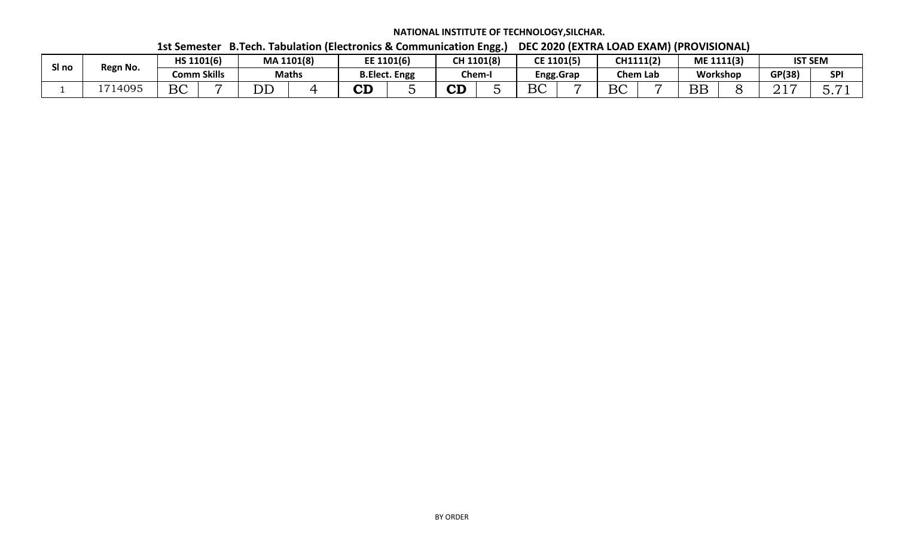NATIONAL INSTITUTE OF TECHNOLOGY,SILCHAR.

1st Semester B.Tech. Tabulation (Electronics & Communication Engg.) DEC 2020 (EXTRA LOAD EXAM) (PROVISIONAL)

| Sl no | Regn No. | HS 1101(6) | | MA 1101(8) | | EE 1101(6) | | CH 1101(8) | | CE 1101(5) | | CH1111(2) | | ME 1111(3) | | IST SEM | |
|---|---|---|---|---|---|---|---|---|---|---|---|---|---|---|---|---|---|
| | | Comm Skills | | Maths | | B.Elect. Engg | | Chem-I | | Engg.Grap | | Chem Lab | | Workshop | | GP(38) | SPI |
| 1 | 1714095 | BC | 7 | DD | 4 | CD | 5 | CD | 5 | BC | 7 | BC | 7 | BB | 8 | 217 | 5.71 |

BY ORDER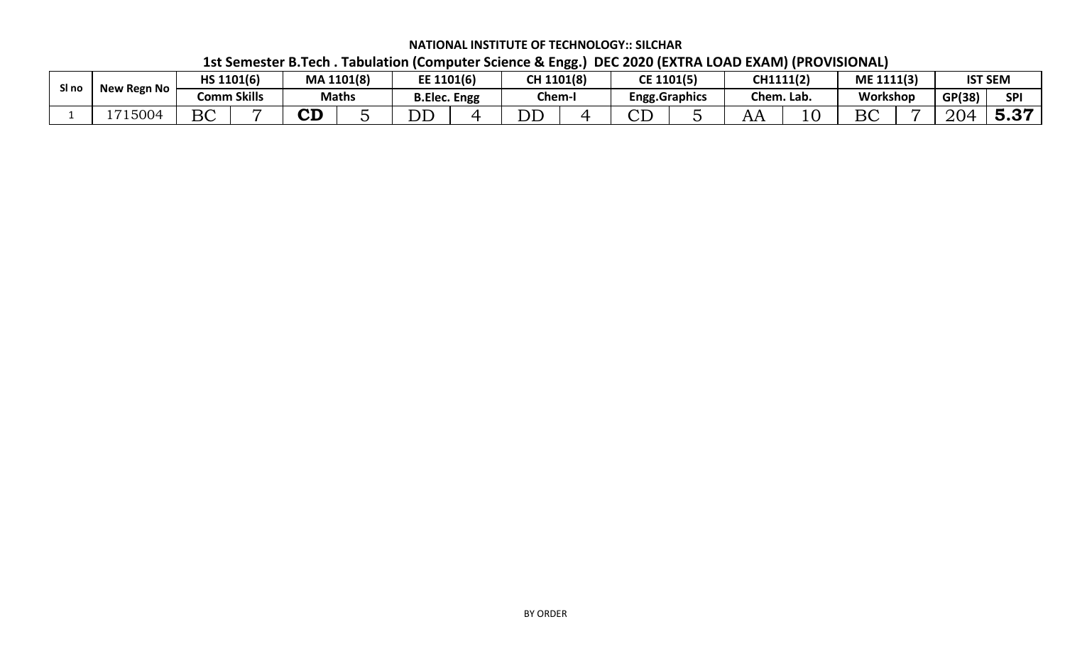**NATIONAL INSTITUTE OF TECHNOLOGY:: SILCHAR**

**1st Semester B.Tech . Tabulation (Computer Science & Engg.) DEC 2020 (EXTRA LOAD EXAM) (PROVISIONAL)**

| Sl no | New Regn No | HS 1101(6) | | MA 1101(8) | | EE 1101(6) | | CH 1101(8) | | CE 1101(5) | | CH1111(2) | | ME 1111(3) | | IST SEM | |
|---|---|---|---|---|---|---|---|---|---|---|---|---|---|---|---|---|---|
| | | Comm Skills | | Maths | | B.Elec. Engg | | Chem-I | | Engg.Graphics | | Chem. Lab. | | Workshop | | GP(38) | SPI |
| 1 | 1715004 | BC | 7 | **CD** | 5 | DD | 4 | DD | 4 | CD | 5 | AA | 10 | BC | 7 | 204 | **5.37** |

BY ORDER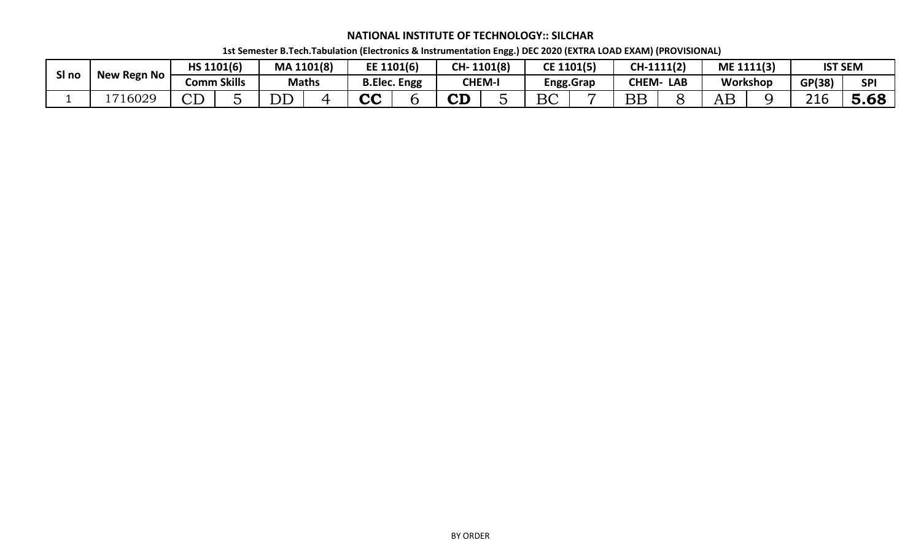**NATIONAL INSTITUTE OF TECHNOLOGY:: SILCHAR**

**1st Semester B.Tech.Tabulation (Electronics & Instrumentation Engg.) DEC 2020 (EXTRA LOAD EXAM) (PROVISIONAL)**

| Sl no | New Regn No | HS 1101(6) | | MA 1101(8) | | EE 1101(6) | | CH- 1101(8) | | CE 1101(5) | | CH-1111(2) | | ME 1111(3) | | IST SEM | |
|---|---|---|---|---|---|---|---|---|---|---|---|---|---|---|---|---|---|
| | | Comm Skills | | Maths | | B.Elec. Engg | | CHEM-I | | Engg.Grap | | CHEM- LAB | | Workshop | | GP(38) | SPI |
| 1 | 1716029 | CD | 5 | DD | 4 | CC | 6 | CD | 5 | BC | 7 | BB | 8 | AB | 9 | 216 | 5.68 |

BY ORDER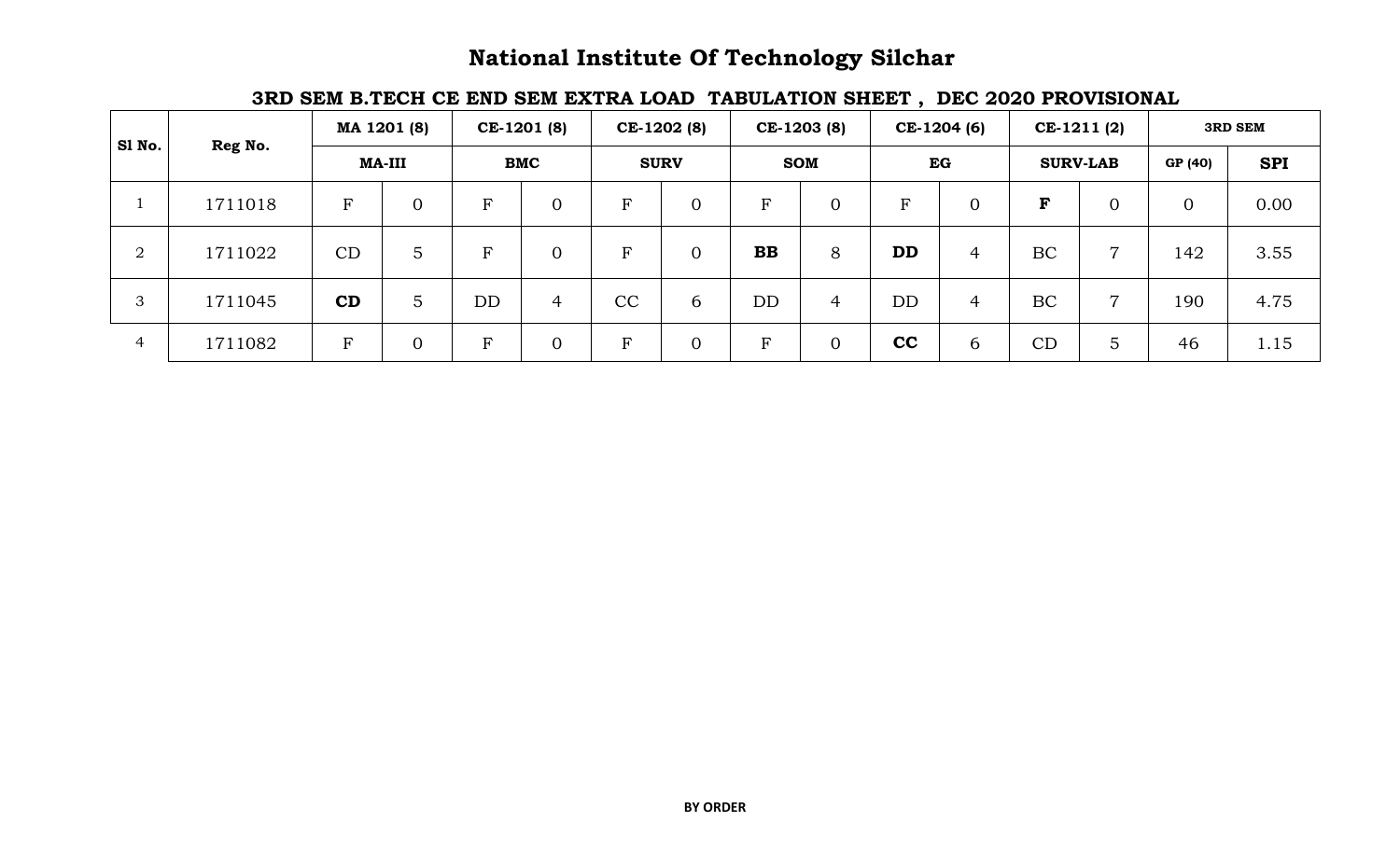# National Institute Of Technology Silchar

## 3RD SEM B.TECH CE END SEM EXTRA LOAD TABULATION SHEET , DEC 2020 PROVISIONAL

| Sl No. | Reg No. | MA 1201 (8) | | CE-1201 (8) | | CE-1202 (8) | | CE-1203 (8) | | CE-1204 (6) | | CE-1211 (2) | | 3RD SEM | |
|---|---|---|---|---|---|---|---|---|---|---|---|---|---|---|---|
| | | MA-III | | BMC | | SURV | | SOM | | EG | | SURV-LAB | | GP (40) | SPI |
| 1 | 1711018 | F | 0 | F | 0 | F | 0 | F | 0 | F | 0 | **F** | 0 | 0 | 0.00 |
| 2 | 1711022 | CD | 5 | F | 0 | F | 0 | **BB** | 8 | **DD** | 4 | BC | 7 | 142 | 3.55 |
| 3 | 1711045 | **CD** | 5 | DD | 4 | CC | 6 | DD | 4 | DD | 4 | BC | 7 | 190 | 4.75 |
| 4 | 1711082 | F | 0 | F | 0 | F | 0 | F | 0 | **CC** | 6 | CD | 5 | 46 | 1.15 |

**BY ORDER**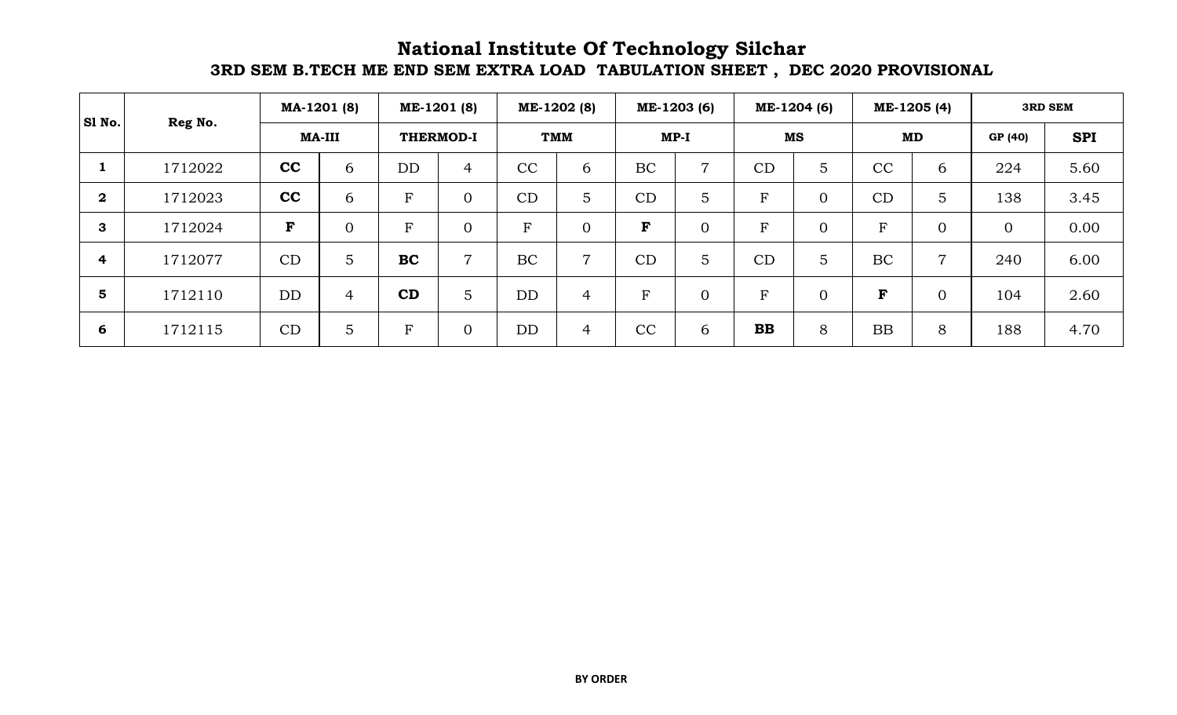# National Institute Of Technology Silchar

## 3RD SEM B.TECH ME END SEM EXTRA LOAD TABULATION SHEET , DEC 2020 PROVISIONAL

| Sl No. | Reg No. | MA-1201 (8) | | ME-1201 (8) | | ME-1202 (8) | | ME-1203 (6) | | ME-1204 (6) | | ME-1205 (4) | | 3RD SEM | |
|---|---|---|---|---|---|---|---|---|---|---|---|---|---|---|---|
| | | MA-III | | THERMOD-I | | TMM | | MP-I | | MS | | MD | | GP (40) | SPI |
| 1 | 1712022 | **CC** | 6 | DD | 4 | CC | 6 | BC | 7 | CD | 5 | CC | 6 | 224 | 5.60 |
| 2 | 1712023 | **CC** | 6 | F | 0 | CD | 5 | CD | 5 | F | 0 | CD | 5 | 138 | 3.45 |
| 3 | 1712024 | **F** | 0 | F | 0 | F | 0 | **F** | 0 | F | 0 | F | 0 | 0 | 0.00 |
| 4 | 1712077 | CD | 5 | **BC** | 7 | BC | 7 | CD | 5 | CD | 5 | BC | 7 | 240 | 6.00 |
| 5 | 1712110 | DD | 4 | **CD** | 5 | DD | 4 | F | 0 | F | 0 | **F** | 0 | 104 | 2.60 |
| 6 | 1712115 | CD | 5 | F | 0 | DD | 4 | CC | 6 | **BB** | 8 | BB | 8 | 188 | 4.70 |

**BY ORDER**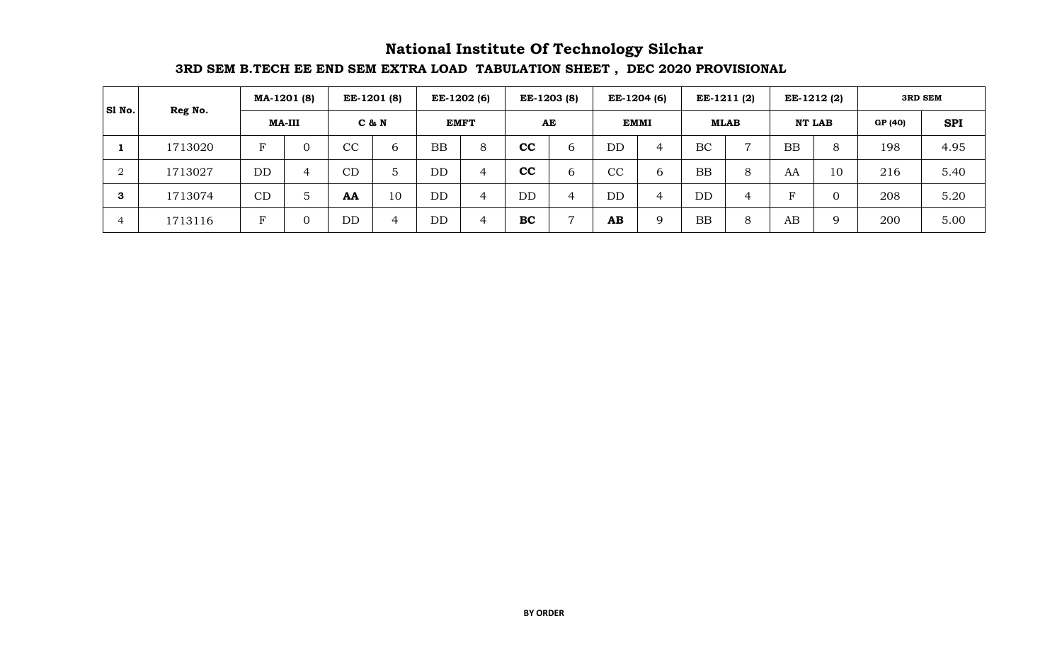# National Institute Of Technology Silchar

## 3RD SEM B.TECH EE END SEM EXTRA LOAD TABULATION SHEET , DEC 2020 PROVISIONAL

| Sl No. | Reg No. | MA-1201 (8) | | EE-1201 (8) | | EE-1202 (6) | | EE-1203 (8) | | EE-1204 (6) | | EE-1211 (2) | | EE-1212 (2) | | 3RD SEM | |
|---|---|---|---|---|---|---|---|---|---|---|---|---|---|---|---|---|---|
| | | MA-III | | C & N | | EMFT | | AE | | EMMI | | MLAB | | NT LAB | | GP (40) | SPI |
| **1** | 1713020 | F | 0 | CC | 6 | BB | 8 | **CC** | 6 | DD | 4 | BC | 7 | BB | 8 | 198 | 4.95 |
| 2 | 1713027 | DD | 4 | CD | 5 | DD | 4 | **CC** | 6 | CC | 6 | BB | 8 | AA | 10 | 216 | 5.40 |
| **3** | 1713074 | CD | 5 | **AA** | 10 | DD | 4 | DD | 4 | DD | 4 | DD | 4 | F | 0 | 208 | 5.20 |
| 4 | 1713116 | F | 0 | DD | 4 | DD | 4 | **BC** | 7 | **AB** | 9 | BB | 8 | AB | 9 | 200 | 5.00 |

**BY ORDER**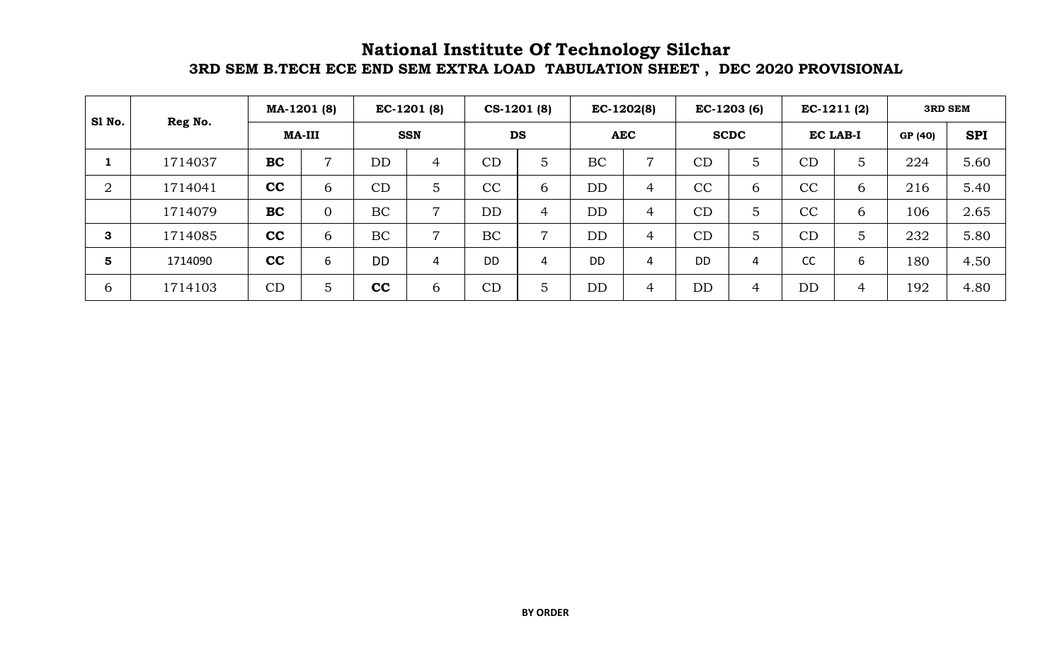# National Institute Of Technology Silchar

## 3RD SEM B.TECH ECE END SEM EXTRA LOAD TABULATION SHEET , DEC 2020 PROVISIONAL

| Sl No. | Reg No. | MA-1201 (8) | | EC-1201 (8) | | CS-1201 (8) | | EC-1202(8) | | EC-1203 (6) | | EC-1211 (2) | | 3RD SEM | |
|---|---|---|---|---|---|---|---|---|---|---|---|---|---|---|---|
| | | MA-III | | SSN | | DS | | AEC | | SCDC | | EC LAB-I | | GP (40) | SPI |
| **1** | 1714037 | **BC** | 7 | DD | 4 | CD | 5 | BC | 7 | CD | 5 | CD | 5 | 224 | 5.60 |
| 2 | 1714041 | **CC** | 6 | CD | 5 | CC | 6 | DD | 4 | CC | 6 | CC | 6 | 216 | 5.40 |
| | 1714079 | **BC** | 0 | BC | 7 | DD | 4 | DD | 4 | CD | 5 | CC | 6 | 106 | 2.65 |
| **3** | 1714085 | **CC** | 6 | BC | 7 | BC | 7 | DD | 4 | CD | 5 | CD | 5 | 232 | 5.80 |
| **5** | 1714090 | **CC** | 6 | DD | 4 | DD | 4 | DD | 4 | DD | 4 | CC | 6 | 180 | 4.50 |
| 6 | 1714103 | CD | 5 | **CC** | 6 | CD | 5 | DD | 4 | DD | 4 | DD | 4 | 192 | 4.80 |

**BY ORDER**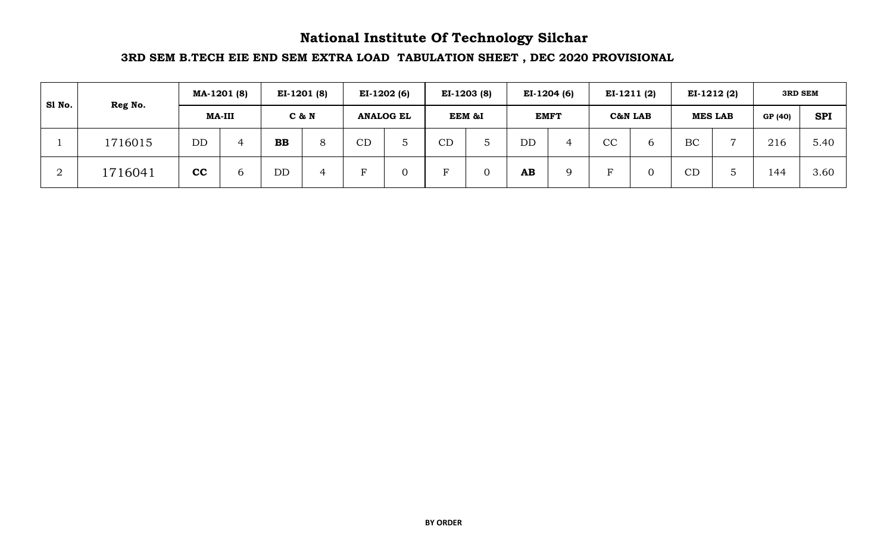# National Institute Of Technology Silchar

## 3RD SEM B.TECH EIE END SEM EXTRA LOAD TABULATION SHEET , DEC 2020 PROVISIONAL

| Sl No. | Reg No. | MA-1201 (8) | | EI-1201 (8) | | EI-1202 (6) | | EI-1203 (8) | | EI-1204 (6) | | EI-1211 (2) | | EI-1212 (2) | | 3RD SEM | |
|---|---|---|---|---|---|---|---|---|---|---|---|---|---|---|---|---|---|
| | | MA-III | | C & N | | ANALOG EL | | EEM &I | | EMFT | | C&N LAB | | MES LAB | | GP (40) | SPI |
| 1 | 1716015 | DD | 4 | **BB** | 8 | CD | 5 | CD | 5 | DD | 4 | CC | 6 | BC | 7 | 216 | 5.40 |
| 2 | 1716041 | **CC** | 6 | DD | 4 | F | 0 | F | 0 | **AB** | 9 | F | 0 | CD | 5 | 144 | 3.60 |

**BY ORDER**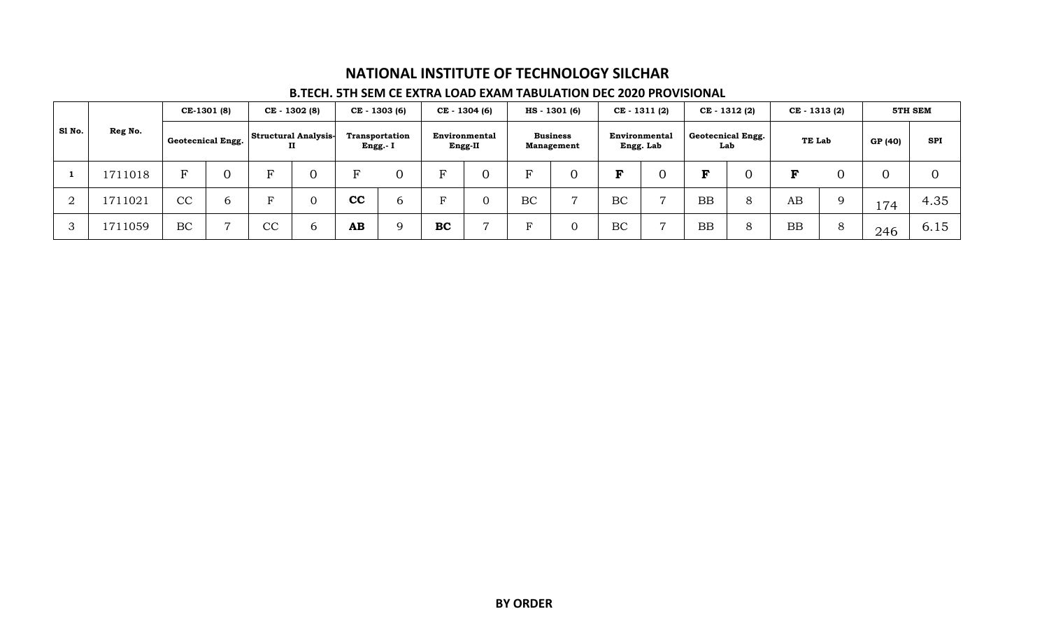# NATIONAL INSTITUTE OF TECHNOLOGY SILCHAR

## B.TECH. 5TH SEM CE EXTRA LOAD EXAM TABULATION DEC 2020 PROVISIONAL

| Sl No. | Reg No. | CE-1301 (8) | | CE - 1302 (8) | | CE - 1303 (6) | | CE - 1304 (6) | | HS - 1301 (6) | | CE - 1311 (2) | | CE - 1312 (2) | | CE - 1313 (2) | | 5TH SEM | |
|---|---|---|---|---|---|---|---|---|---|---|---|---|---|---|---|---|---|---|---|
| | | Geotecnical Engg. | | Structural Analysis-II | | Transportation Engg.- I | | Environmental Engg-II | | Business Management | | Environmental Engg. Lab | | Geotecnical Engg. Lab | | TE Lab | | GP (40) | SPI |
| **1** | 1711018 | F | 0 | F | 0 | F | 0 | F | 0 | F | 0 | **F** | 0 | **F** | 0 | **F** | 0 | 0 | 0 |
| 2 | 1711021 | CC | 6 | F | 0 | **CC** | 6 | F | 0 | BC | 7 | BC | 7 | BB | 8 | AB | 9 | 174 | 4.35 |
| 3 | 1711059 | BC | 7 | CC | 6 | **AB** | 9 | **BC** | 7 | F | 0 | BC | 7 | BB | 8 | BB | 8 | 246 | 6.15 |

**BY ORDER**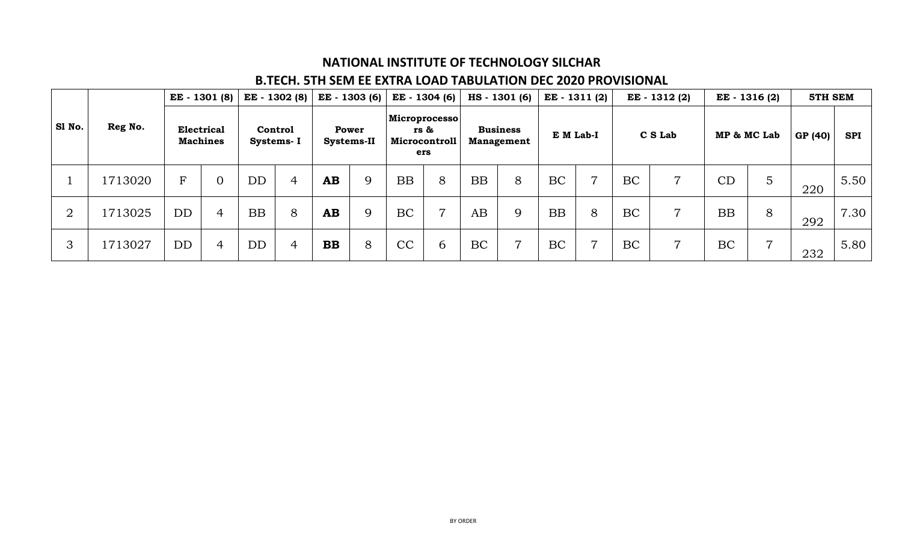# NATIONAL INSTITUTE OF TECHNOLOGY SILCHAR

## B.TECH. 5TH SEM EE EXTRA LOAD TABULATION DEC 2020 PROVISIONAL

| Sl No. | Reg No. | EE - 1301 (8) | | EE - 1302 (8) | | EE - 1303 (6) | | EE - 1304 (6) | | HS - 1301 (6) | | EE - 1311 (2) | | EE - 1312 (2) | | EE - 1316 (2) | | 5TH SEM | |
|---|---|---|---|---|---|---|---|---|---|---|---|---|---|---|---|---|---|---|---|
| | | Electrical Machines | | Control Systems- I | | Power Systems-II | | Microprocessors & Microcontrollers | | Business Management | | E M Lab-I | | C S Lab | | MP & MC Lab | | GP (40) | SPI |
| 1 | 1713020 | F | 0 | DD | 4 | **AB** | 9 | BB | 8 | BB | 8 | BC | 7 | BC | 7 | CD | 5 | 220 | 5.50 |
| 2 | 1713025 | DD | 4 | BB | 8 | **AB** | 9 | BC | 7 | AB | 9 | BB | 8 | BC | 7 | BB | 8 | 292 | 7.30 |
| 3 | 1713027 | DD | 4 | DD | 4 | **BB** | 8 | CC | 6 | BC | 7 | BC | 7 | BC | 7 | BC | 7 | 232 | 5.80 |

BY ORDER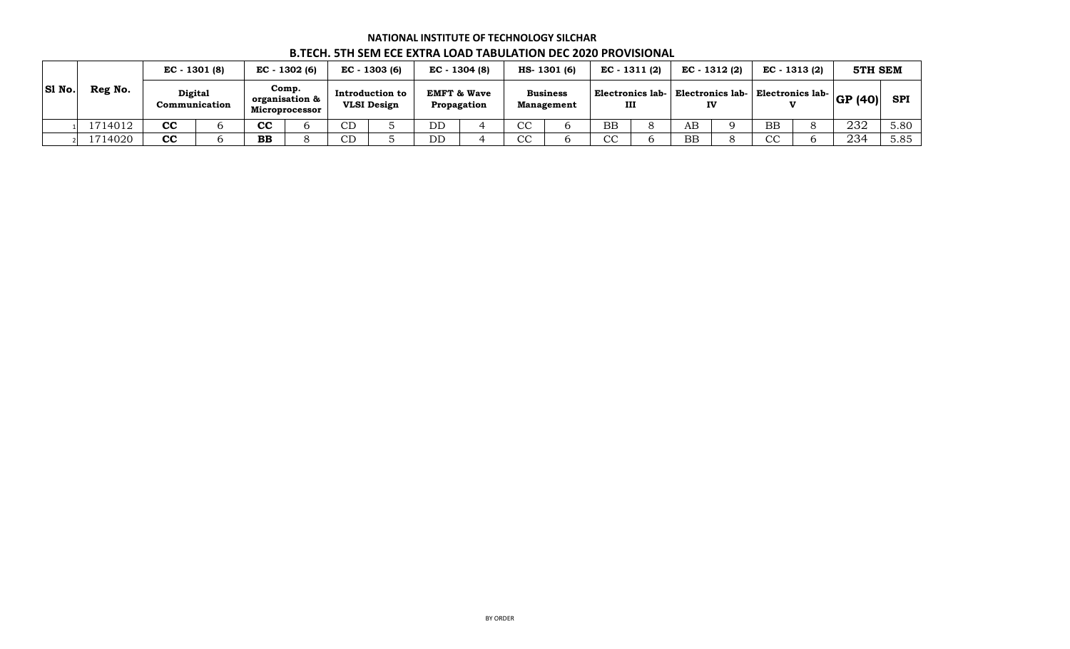**NATIONAL INSTITUTE OF TECHNOLOGY SILCHAR**

**B.TECH. 5TH SEM ECE EXTRA LOAD TABULATION DEC 2020 PROVISIONAL**

| Sl No. | Reg No. | EC - 1301 (8) | | EC - 1302 (6) | | EC - 1303 (6) | | EC - 1304 (8) | | HS- 1301 (6) | | EC - 1311 (2) | | EC - 1312 (2) | | EC - 1313 (2) | | 5TH SEM | |
|---|---|---|---|---|---|---|---|---|---|---|---|---|---|---|---|---|---|---|---|
| | | Digital Communication | | Comp. organisation & Microprocessor | | Introduction to VLSI Design | | EMFT & Wave Propagation | | Business Management | | Electronics lab-III | | Electronics lab-IV | | Electronics lab-V | | GP (40) | SPI |
| 1 | 1714012 | CC | 6 | CC | 6 | CD | 5 | DD | 4 | CC | 6 | BB | 8 | AB | 9 | BB | 8 | 232 | 5.80 |
| 2 | 1714020 | CC | 6 | BB | 8 | CD | 5 | DD | 4 | CC | 6 | CC | 6 | BB | 8 | CC | 6 | 234 | 5.85 |

BY ORDER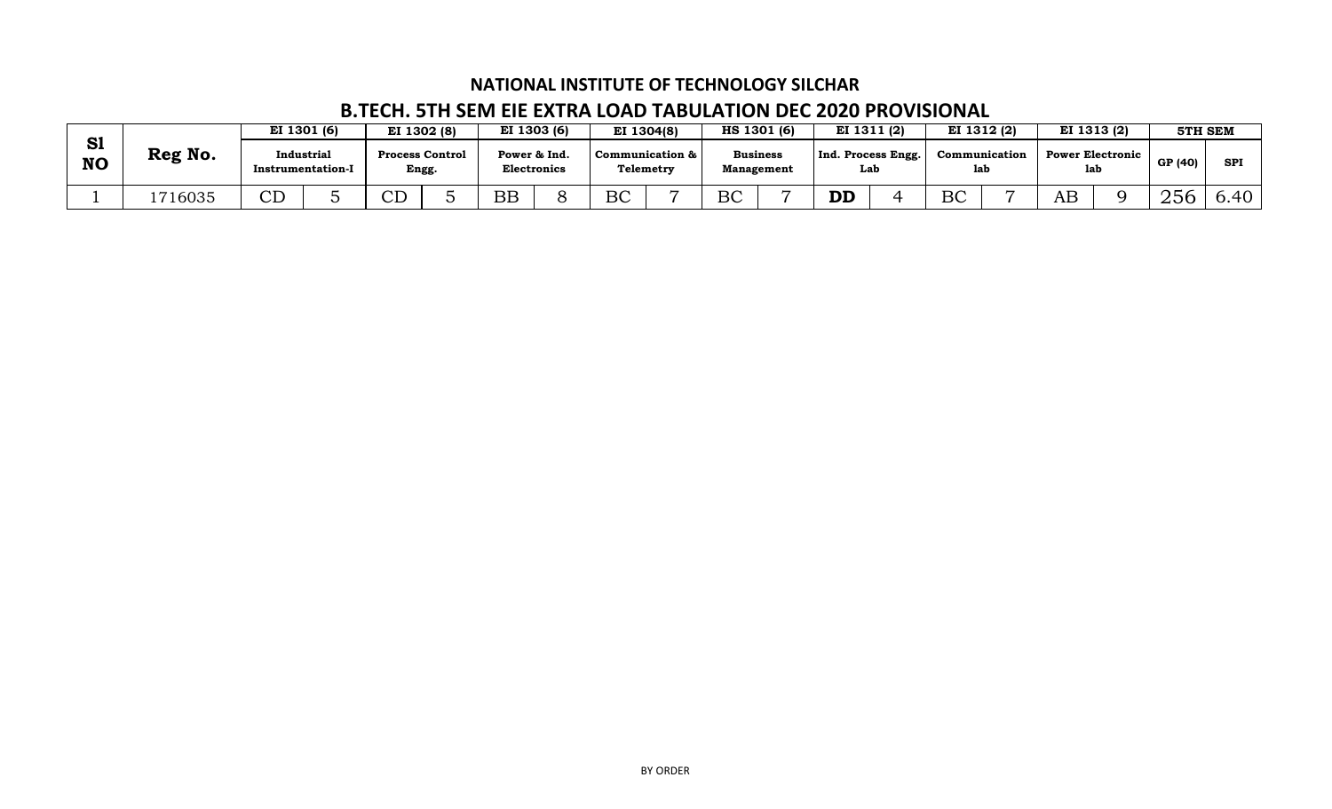## NATIONAL INSTITUTE OF TECHNOLOGY SILCHAR

## B.TECH. 5TH SEM EIE EXTRA LOAD TABULATION DEC 2020 PROVISIONAL

| Sl NO | Reg No. | EI 1301 (6) Industrial Instrumentation-I | | EI 1302 (8) Process Control Engg. | | EI 1303 (6) Power & Ind. Electronics | | EI 1304(8) Communication & Telemetry | | HS 1301 (6) Business Management | | EI 1311 (2) Ind. Process Engg. Lab | | EI 1312 (2) Communication lab | | EI 1313 (2) Power Electronic lab | | 5TH SEM | |
|---|---|---|---|---|---|---|---|---|---|---|---|---|---|---|---|---|---|---|---|
| | | | | | | | | | | | | | | | | | | GP (40) | SPI |
| 1 | 1716035 | CD | 5 | CD | 5 | BB | 8 | BC | 7 | BC | 7 | **DD** | 4 | BC | 7 | AB | 9 | 256 | 6.40 |

BY ORDER